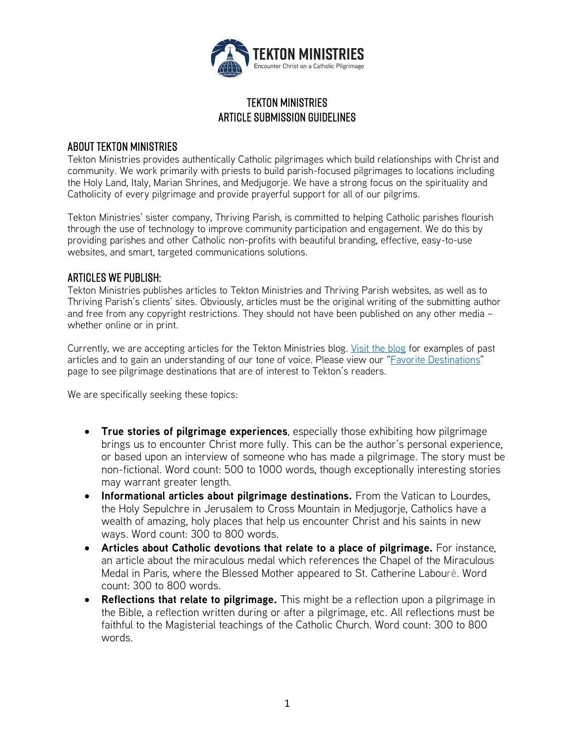# TEKTON MINISTRIES ARTICLE SUBMISSION GUIDELINES

## ABOUT TEKTON MINISTRIES

Tekton Ministries provides authentically Catholic pilgrimages which build relationships with Christ and community. We work primarily with priests to build parish-focused pilgrimages to locations including the Holy Land, Italy, Marian Shrines, and Medjugorje. We have a strong focus on the spirituality and Catholicity of every pilgrimage and provide prayerful support for all of our pilgrims.

Tekton Ministries' sister company, Thriving Parish, is committed to helping Catholic parishes flourish through the use of technology to improve community participation and engagement. We do this by providing parishes and other Catholic non-profits with beautiful branding, effective, easy-to-use websites, and smart, targeted communications solutions.

## ARTICLES WE PUBLISH:

Tekton Ministries publishes articles to Tekton Ministries and Thriving Parish websites, as well as to Thriving Parish's clients' sites. Obviously, articles must be the original writing of the submitting author and free from any copyright restrictions. They should not have been published on any other media – whether online or in print.

Currently, we are accepting articles for the Tekton Ministries blog. Visit the blog for examples of past articles and to gain an understanding of our tone of voice. Please view our "Favorite Destinations" page to see pilgrimage destinations that are of interest to Tekton's readers.

We are specifically seeking these topics:

- **True stories of pilgrimage experiences**, especially those exhibiting how pilgrimage brings us to encounter Christ more fully. This can be the author's personal experience, or based upon an interview of someone who has made a pilgrimage. The story must be non-fictional. Word count: 500 to 1000 words, though exceptionally interesting stories may warrant greater length.
- **Informational articles about pilgrimage destinations.** From the Vatican to Lourdes, the Holy Sepulchre in Jerusalem to Cross Mountain in Medjugorje, Catholics have a wealth of amazing, holy places that help us encounter Christ and his saints in new ways. Word count: 300 to 800 words.
- **Articles about Catholic devotions that relate to a place of pilgrimage.** For instance, an article about the miraculous medal which references the Chapel of the Miraculous Medal in Paris, where the Blessed Mother appeared to St. Catherine Labouré. Word count: 300 to 800 words.
- **Reflections that relate to pilgrimage.** This might be a reflection upon a pilgrimage in the Bible, a reflection written during or after a pilgrimage, etc. All reflections must be faithful to the Magisterial teachings of the Catholic Church. Word count: 300 to 800 words.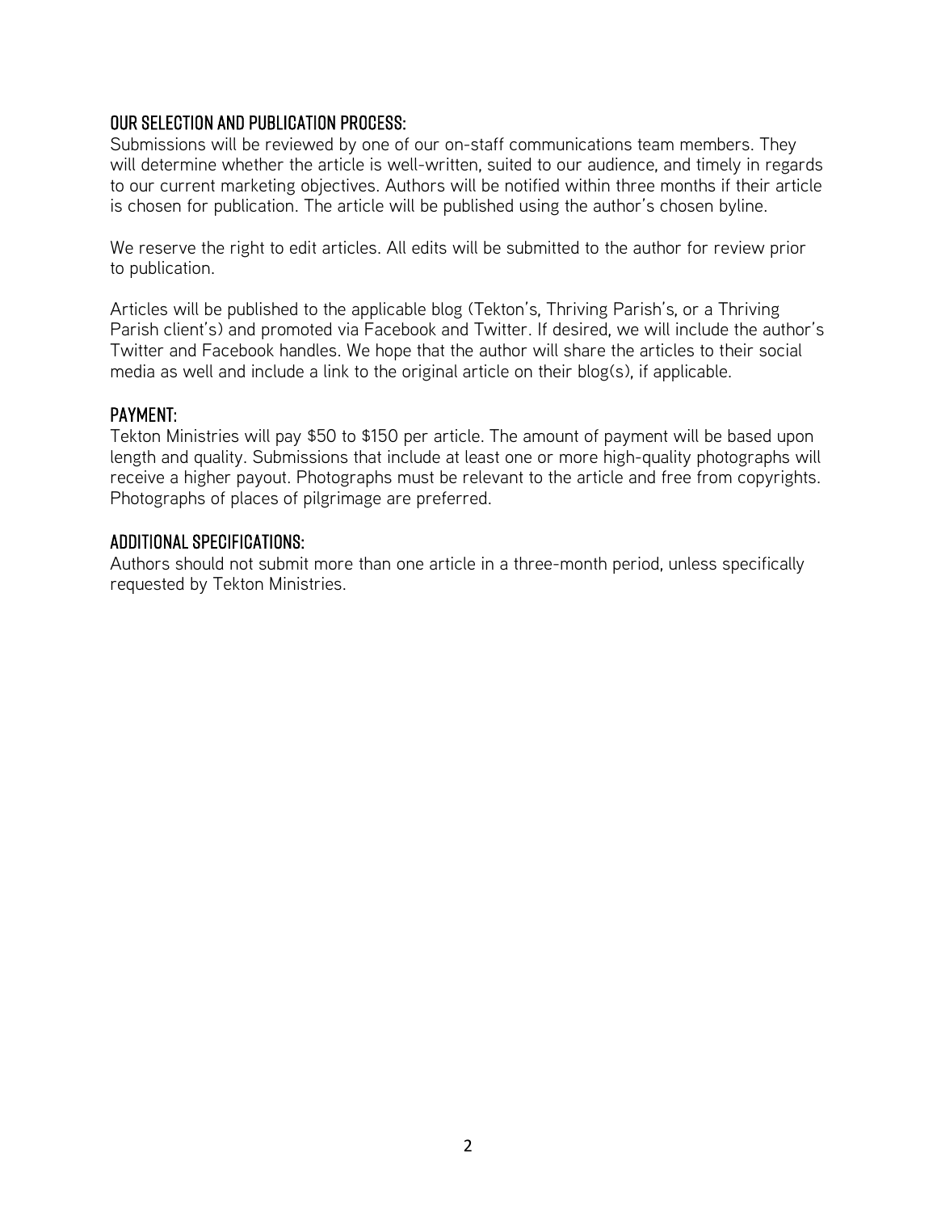## OUR SELECTION AND PUBLICATION PROCESS:

Submissions will be reviewed by one of our on-staff communications team members. They will determine whether the article is well-written, suited to our audience, and timely in regards to our current marketing objectives. Authors will be notified within three months if their article is chosen for publication. The article will be published using the author's chosen byline.

We reserve the right to edit articles. All edits will be submitted to the author for review prior to publication.

Articles will be published to the applicable blog (Tekton's, Thriving Parish's, or a Thriving Parish client's) and promoted via Facebook and Twitter. If desired, we will include the author's Twitter and Facebook handles. We hope that the author will share the articles to their social media as well and include a link to the original article on their blog(s), if applicable.

## PAYMENT:

Tekton Ministries will pay $50 to $150 per article. The amount of payment will be based upon length and quality. Submissions that include at least one or more high-quality photographs will receive a higher payout. Photographs must be relevant to the article and free from copyrights. Photographs of places of pilgrimage are preferred.

## ADDITIONAL SPECIFICATIONS:

Authors should not submit more than one article in a three-month period, unless specifically requested by Tekton Ministries.